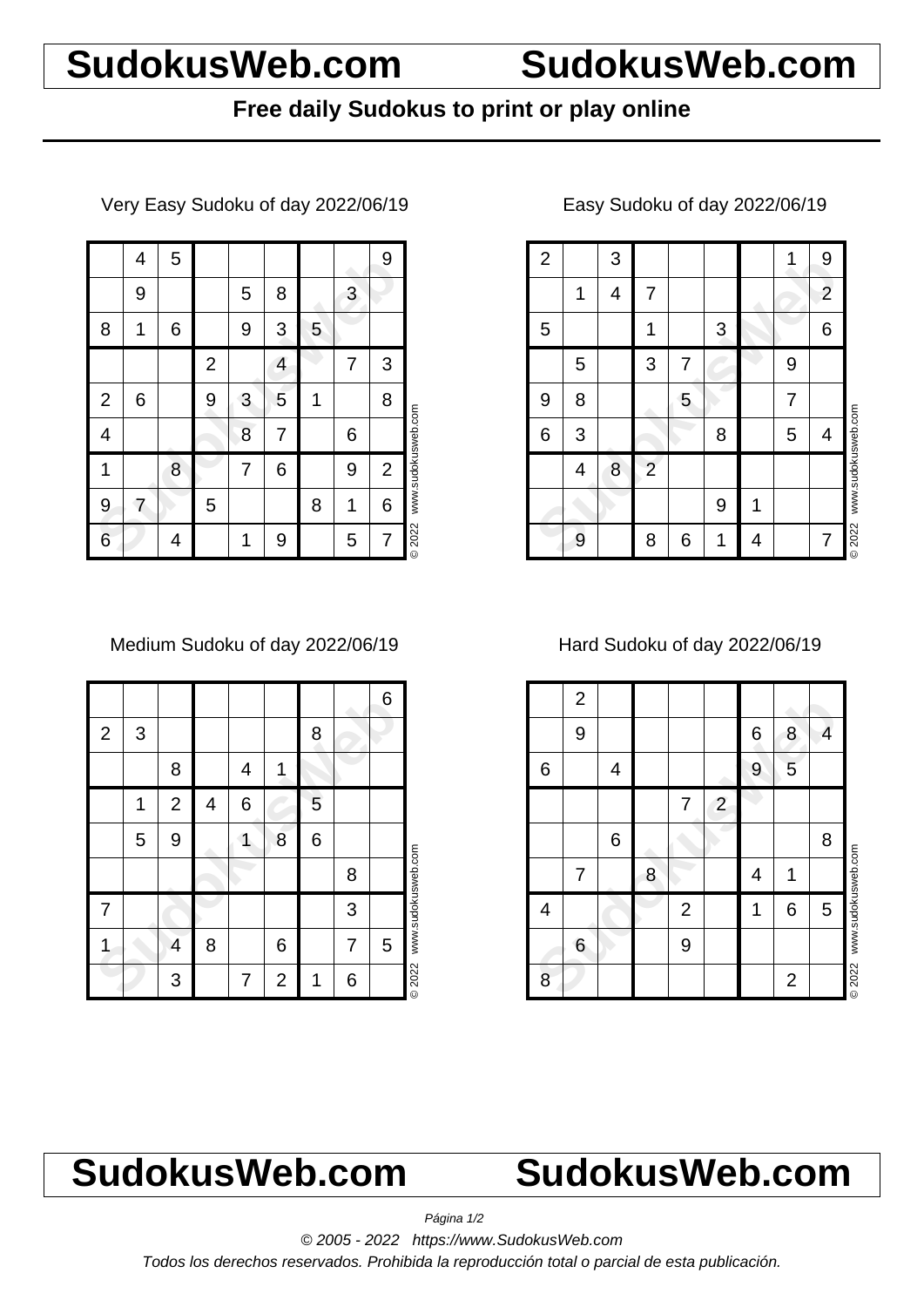# SudokusWeb.com SudokusWeb.com

**Free daily Sudokus to print or play online**

Very Easy Sudoku of day 2022/06/19

| | | | | | | | | |
|---|---|---|---|---|---|---|---|---|
| | 4 | 5 | | | | | | 9 |
| | 9 | | | 5 | 8 | | 3 | |
| 8 | 1 | 6 | | 9 | 3 | 5 | | |
| | | | 2 | | 4 | | 7 | 3 |
| 2 | 6 | | 9 | 3 | 5 | 1 | | 8 |
| 4 | | | | 8 | 7 | | 6 | |
| 1 | | 8 | | 7 | 6 | | 9 | 2 |
| 9 | 7 | | 5 | | | 8 | 1 | 6 |
| 6 | | 4 | | 1 | 9 | | 5 | 7 |

© 2022 www.sudokusweb.com

Easy Sudoku of day 2022/06/19

| | | | | | | | | |
|---|---|---|---|---|---|---|---|---|
| 2 | | 3 | | | | | 1 | 9 |
| | 1 | 4 | 7 | | | | | 2 |
| 5 | | | 1 | | 3 | | | 6 |
| | 5 | | 3 | 7 | | | 9 | |
| 9 | 8 | | | 5 | | | 7 | |
| 6 | 3 | | | | 8 | | 5 | 4 |
| | 4 | 8 | 2 | | | | | |
| | | | | | 9 | 1 | | |
| | 9 | | 8 | 6 | 1 | 4 | | 7 |

© 2022 www.sudokusweb.com

Medium Sudoku of day 2022/06/19

| | | | | | | | | |
|---|---|---|---|---|---|---|---|---|
| | | | | | | | | 6 |
| 2 | 3 | | | | | 8 | | |
| | | 8 | | 4 | 1 | | | |
| | 1 | 2 | 4 | 6 | | 5 | | |
| | 5 | 9 | | 1 | 8 | 6 | | |
| | | | | | | | 8 | |
| 7 | | | | | | | 3 | |
| 1 | | 4 | 8 | | 6 | | 7 | 5 |
| | | 3 | | 7 | 2 | 1 | 6 | |

© 2022 www.sudokusweb.com

Hard Sudoku of day 2022/06/19

| | | | | | | | | |
|---|---|---|---|---|---|---|---|---|
| | 2 | | | | | | | |
| | 9 | | | | | 6 | 8 | 4 |
| 6 | | 4 | | | | 9 | 5 | |
| | | | | 7 | 2 | | | |
| | | 6 | | | | | | 8 |
| | 7 | | 8 | | | 4 | 1 | |
| 4 | | | | 2 | | 1 | 6 | 5 |
| | 6 | | | 9 | | | | |
| 8 | | | | | | | 2 | |

© 2022 www.sudokusweb.com

# SudokusWeb.com SudokusWeb.com

*© 2005 - 2022 https://www.SudokusWeb.com*

*Todos los derechos reservados. Prohibida la reproducción total o parcial de esta publicación.*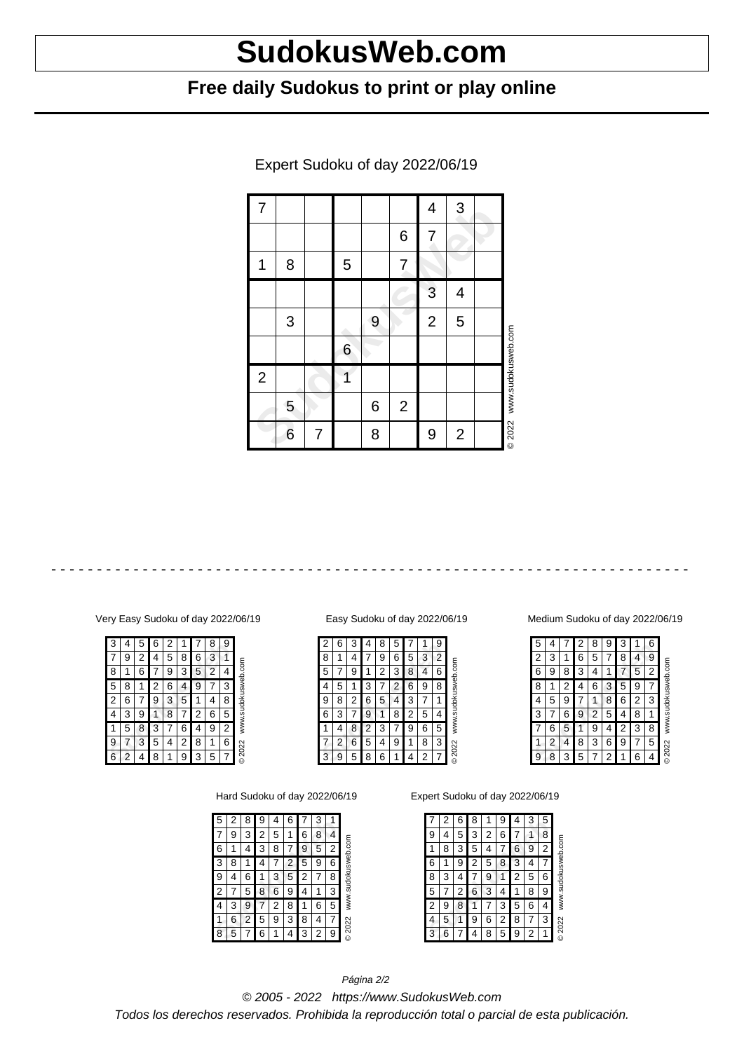# SudokusWeb.com

## Free daily Sudokus to print or play online

Expert Sudoku of day 2022/06/19

| | | | | | | | | |
|---|---|---|---|---|---|---|---|---|
| 7 | | | | | | 4 | 3 | |
| | | | | | 6 | 7 | | |
| 1 | 8 | | 5 | | 7 | | | |
| | | | | | | 3 | 4 | |
| | 3 | | | 9 | | 2 | 5 | |
| | | | 6 | | | | | |
| 2 | | | 1 | | | | | |
| | 5 | | | 6 | 2 | | | |
| | 6 | 7 | | 8 | | 9 | 2 | |

© 2022 www.sudokusweb.com

- - - - - - - - - - - - - - - - - - - - - - - - - - - - - - - - - - - - - - - - - - - - - - - - - - - - - - - - - - - - - - - -

Very Easy Sudoku of day 2022/06/19

| | | | | | | | | |
|---|---|---|---|---|---|---|---|---|
| 3 | 4 | 5 | 6 | 2 | 1 | 7 | 8 | 9 |
| 7 | 9 | 2 | 4 | 5 | 8 | 6 | 3 | 1 |
| 8 | 1 | 6 | 7 | 9 | 3 | 5 | 2 | 4 |
| 5 | 8 | 1 | 2 | 6 | 4 | 9 | 7 | 3 |
| 2 | 6 | 7 | 9 | 3 | 5 | 1 | 4 | 8 |
| 4 | 3 | 9 | 1 | 8 | 7 | 2 | 6 | 5 |
| 1 | 5 | 8 | 3 | 7 | 6 | 4 | 9 | 2 |
| 9 | 7 | 3 | 5 | 4 | 2 | 8 | 1 | 6 |
| 6 | 2 | 4 | 8 | 1 | 9 | 3 | 5 | 7 |

© 2022 www.sudokusweb.com

Easy Sudoku of day 2022/06/19

| | | | | | | | | |
|---|---|---|---|---|---|---|---|---|
| 2 | 6 | 3 | 4 | 8 | 5 | 7 | 1 | 9 |
| 8 | 1 | 4 | 7 | 9 | 6 | 5 | 3 | 2 |
| 5 | 7 | 9 | 1 | 2 | 3 | 8 | 4 | 6 |
| 4 | 5 | 1 | 3 | 7 | 2 | 6 | 9 | 8 |
| 9 | 8 | 2 | 6 | 5 | 4 | 3 | 7 | 1 |
| 6 | 3 | 7 | 9 | 1 | 8 | 2 | 5 | 4 |
| 1 | 4 | 8 | 2 | 3 | 7 | 9 | 6 | 5 |
| 7 | 2 | 6 | 5 | 4 | 9 | 1 | 8 | 3 |
| 3 | 9 | 5 | 8 | 6 | 1 | 4 | 2 | 7 |

© 2022 www.sudokusweb.com

Medium Sudoku of day 2022/06/19

| | | | | | | | | |
|---|---|---|---|---|---|---|---|---|
| 5 | 4 | 7 | 2 | 8 | 9 | 3 | 1 | 6 |
| 2 | 3 | 1 | 6 | 5 | 7 | 8 | 4 | 9 |
| 6 | 9 | 8 | 3 | 4 | 1 | 7 | 5 | 2 |
| 8 | 1 | 2 | 4 | 6 | 3 | 5 | 9 | 7 |
| 4 | 5 | 9 | 7 | 1 | 8 | 6 | 2 | 3 |
| 3 | 7 | 6 | 9 | 2 | 5 | 4 | 8 | 1 |
| 7 | 6 | 5 | 1 | 9 | 4 | 2 | 3 | 8 |
| 1 | 2 | 4 | 8 | 3 | 6 | 9 | 7 | 5 |
| 9 | 8 | 3 | 5 | 7 | 2 | 1 | 6 | 4 |

© 2022 www.sudokusweb.com

Hard Sudoku of day 2022/06/19

| | | | | | | | | |
|---|---|---|---|---|---|---|---|---|
| 5 | 2 | 8 | 9 | 4 | 6 | 7 | 3 | 1 |
| 7 | 9 | 3 | 2 | 5 | 1 | 6 | 8 | 4 |
| 6 | 1 | 4 | 3 | 8 | 7 | 9 | 5 | 2 |
| 3 | 8 | 1 | 4 | 7 | 2 | 5 | 9 | 6 |
| 9 | 4 | 6 | 1 | 3 | 5 | 2 | 7 | 8 |
| 2 | 7 | 5 | 8 | 6 | 9 | 4 | 1 | 3 |
| 4 | 3 | 9 | 7 | 2 | 8 | 1 | 6 | 5 |
| 1 | 6 | 2 | 5 | 9 | 3 | 8 | 4 | 7 |
| 8 | 5 | 7 | 6 | 1 | 4 | 3 | 2 | 9 |

© 2022 www.sudokusweb.com

Expert Sudoku of day 2022/06/19

| | | | | | | | | |
|---|---|---|---|---|---|---|---|---|
| 7 | 2 | 6 | 8 | 1 | 9 | 4 | 3 | 5 |
| 9 | 4 | 5 | 3 | 2 | 6 | 7 | 1 | 8 |
| 1 | 8 | 3 | 5 | 4 | 7 | 6 | 9 | 2 |
| 6 | 1 | 9 | 2 | 5 | 8 | 3 | 4 | 7 |
| 8 | 3 | 4 | 7 | 9 | 1 | 2 | 5 | 6 |
| 5 | 7 | 2 | 6 | 3 | 4 | 1 | 8 | 9 |
| 2 | 9 | 8 | 1 | 7 | 3 | 5 | 6 | 4 |
| 4 | 5 | 1 | 9 | 6 | 2 | 8 | 7 | 3 |
| 3 | 6 | 7 | 4 | 8 | 5 | 9 | 2 | 1 |

© 2022 www.sudokusweb.com

*© 2005 - 2022 https://www.SudokusWeb.com*

*Todos los derechos reservados. Prohibida la reproducción total o parcial de esta publicación.*